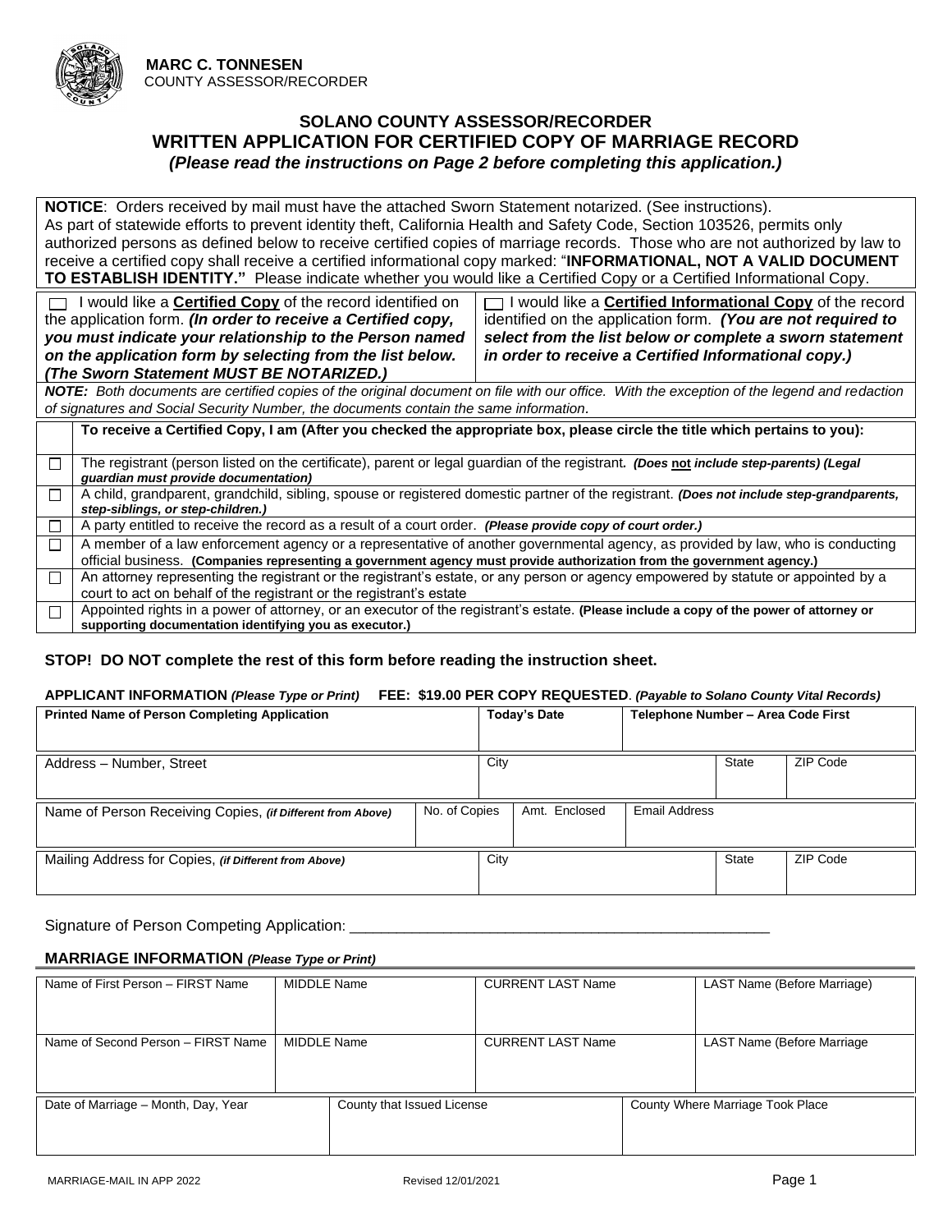**MARC C. TONNESEN**
COUNTY ASSESSOR/RECORDER

# SOLANO COUNTY ASSESSOR/RECORDER
## WRITTEN APPLICATION FOR CERTIFIED COPY OF MARRIAGE RECORD
***(Please read the instructions on Page 2 before completing this application.)***

**NOTICE**: Orders received by mail must have the attached Sworn Statement notarized. (See instructions).
As part of statewide efforts to prevent identity theft, California Health and Safety Code, Section 103526, permits only authorized persons as defined below to receive certified copies of marriage records. Those who are not authorized by law to receive a certified copy shall receive a certified informational copy marked: "**INFORMATIONAL, NOT A VALID DOCUMENT TO ESTABLISH IDENTITY.**" Please indicate whether you would like a Certified Copy or a Certified Informational Copy.

| | |
|---|---|
| ☐ I would like a **Certified Copy** of the record identified on the application form. ***(In order to receive a Certified copy, you must indicate your relationship to the Person named on the application form by selecting from the list below. (The Sworn Statement MUST BE NOTARIZED.)*** | ☐ I would like a **Certified Informational Copy** of the record identified on the application form. ***(You are not required to select from the list below or complete a sworn statement in order to receive a Certified Informational copy.)*** |

***NOTE:*** *Both documents are certified copies of the original document on file with our office. With the exception of the legend and redaction of signatures and Social Security Number, the documents contain the same information.*

| | **To receive a Certified Copy, I am (After you checked the appropriate box, please circle the title which pertains to you):** |
|---|---|
| ☐ | The registrant (person listed on the certificate), parent or legal guardian of the registrant. ***(Does not include step-parents) (Legal guardian must provide documentation)*** |
| ☐ | A child, grandparent, grandchild, sibling, spouse or registered domestic partner of the registrant. ***(Does not include step-grandparents, step-siblings, or step-children.)*** |
| ☐ | A party entitled to receive the record as a result of a court order. ***(Please provide copy of court order.)*** |
| ☐ | A member of a law enforcement agency or a representative of another governmental agency, as provided by law, who is conducting official business. **(Companies representing a government agency must provide authorization from the government agency.)** |
| ☐ | An attorney representing the registrant or the registrant's estate, or any person or agency empowered by statute or appointed by a court to act on behalf of the registrant or the registrant's estate |
| ☐ | Appointed rights in a power of attorney, or an executor of the registrant's estate. **(Please include a copy of the power of attorney or supporting documentation identifying you as executor.)** |

**STOP! DO NOT complete the rest of this form before reading the instruction sheet.**

**APPLICANT INFORMATION *(Please Type or Print)*** **FEE: $19.00 PER COPY REQUESTED**. ***(Payable to Solano County Vital Records)***

| **Printed Name of Person Completing Application** | | **Today's Date** | **Telephone Number – Area Code First** | |
|---|---|---|---|---|
| Address – Number, Street | | City | State | ZIP Code |
| Name of Person Receiving Copies, ***(if Different from Above)*** | No. of Copies | Amt. Enclosed | Email Address | |
| Mailing Address for Copies, ***(if Different from Above)*** | | City | State | ZIP Code |

Signature of Person Competing Application: ___________________________________________________

**MARRIAGE INFORMATION *(Please Type or Print)***

| Name of First Person – FIRST Name | MIDDLE Name | CURRENT LAST Name | LAST Name (Before Marriage) |
|---|---|---|---|
| Name of Second Person – FIRST Name | MIDDLE Name | CURRENT LAST Name | LAST Name (Before Marriage |

| Date of Marriage – Month, Day, Year | County that Issued License | County Where Marriage Took Place |
|---|---|---|
| | | |

MARRIAGE-MAIL IN APP 2022 Revised 12/01/2021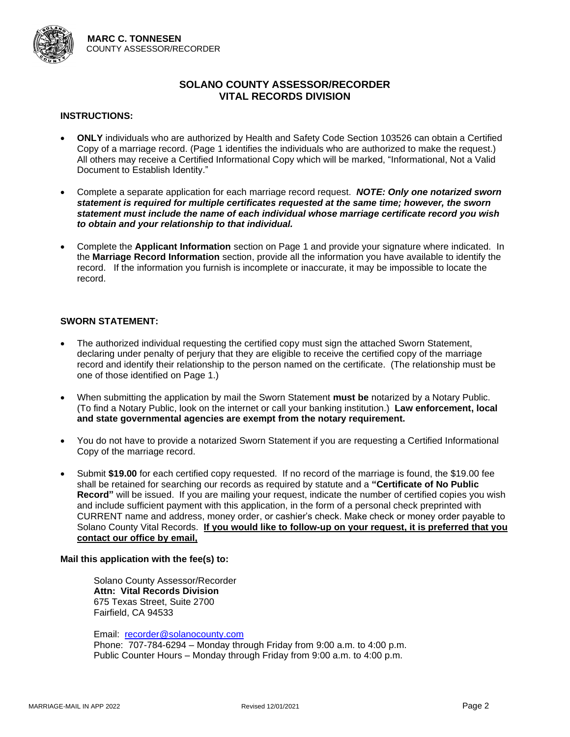**MARC C. TONNESEN**
COUNTY ASSESSOR/RECORDER

# SOLANO COUNTY ASSESSOR/RECORDER
# VITAL RECORDS DIVISION

**INSTRUCTIONS:**

- **ONLY** individuals who are authorized by Health and Safety Code Section 103526 can obtain a Certified Copy of a marriage record. (Page 1 identifies the individuals who are authorized to make the request.) All others may receive a Certified Informational Copy which will be marked, "Informational, Not a Valid Document to Establish Identity."

- Complete a separate application for each marriage record request. ***NOTE: Only one notarized sworn statement is required for multiple certificates requested at the same time; however, the sworn statement must include the name of each individual whose marriage certificate record you wish to obtain and your relationship to that individual.***

- Complete the **Applicant Information** section on Page 1 and provide your signature where indicated. In the **Marriage Record Information** section, provide all the information you have available to identify the record. If the information you furnish is incomplete or inaccurate, it may be impossible to locate the record.

**SWORN STATEMENT:**

- The authorized individual requesting the certified copy must sign the attached Sworn Statement, declaring under penalty of perjury that they are eligible to receive the certified copy of the marriage record and identify their relationship to the person named on the certificate. (The relationship must be one of those identified on Page 1.)

- When submitting the application by mail the Sworn Statement **must be** notarized by a Notary Public. (To find a Notary Public, look on the internet or call your banking institution.) **Law enforcement, local and state governmental agencies are exempt from the notary requirement.**

- You do not have to provide a notarized Sworn Statement if you are requesting a Certified Informational Copy of the marriage record.

- Submit **$19.00** for each certified copy requested. If no record of the marriage is found, the $19.00 fee shall be retained for searching our records as required by statute and a **"Certificate of No Public Record"** will be issued. If you are mailing your request, indicate the number of certified copies you wish and include sufficient payment with this application, in the form of a personal check preprinted with CURRENT name and address, money order, or cashier's check. Make check or money order payable to Solano County Vital Records. **If you would like to follow-up on your request, it is preferred that you contact our office by email,**

**Mail this application with the fee(s) to:**

Solano County Assessor/Recorder
**Attn: Vital Records Division**
675 Texas Street, Suite 2700
Fairfield, CA 94533

Email: recorder@solanocounty.com
Phone: 707-784-6294 – Monday through Friday from 9:00 a.m. to 4:00 p.m.
Public Counter Hours – Monday through Friday from 9:00 a.m. to 4:00 p.m.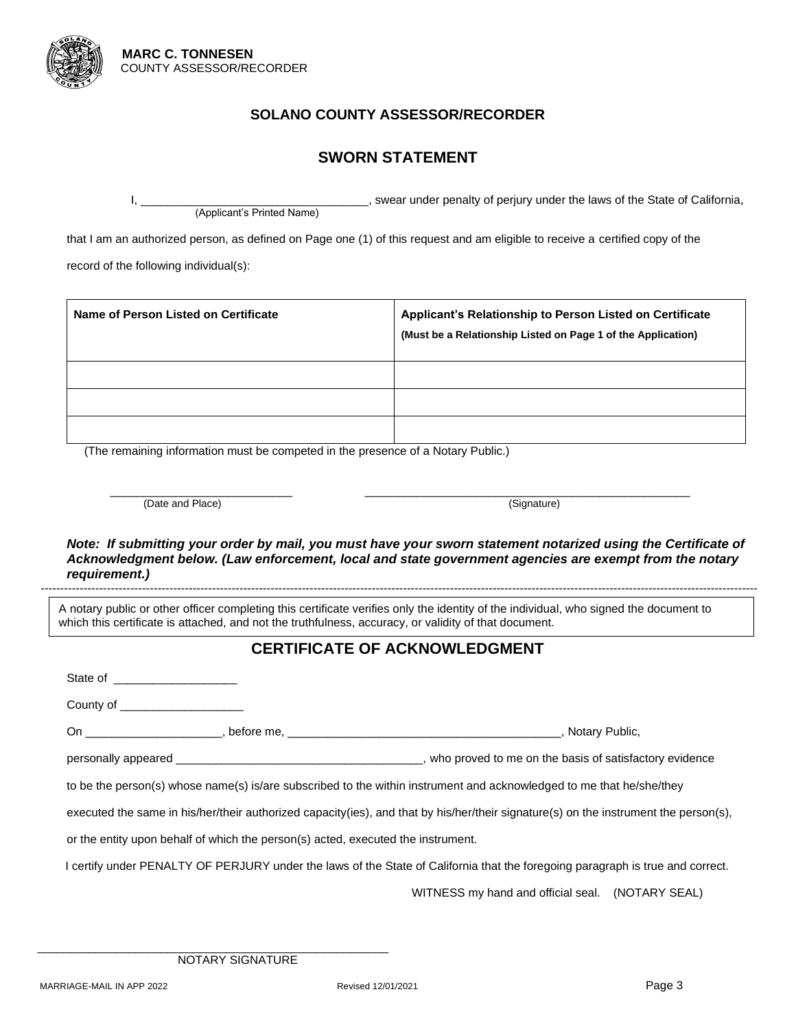**MARC C. TONNESEN**
COUNTY ASSESSOR/RECORDER

## SOLANO COUNTY ASSESSOR/RECORDER

## SWORN STATEMENT

I, ___________________________________, swear under penalty of perjury under the laws of the State of California,
(Applicant's Printed Name)

that I am an authorized person, as defined on Page one (1) of this request and am eligible to receive a certified copy of the record of the following individual(s):

| **Name of Person Listed on Certificate** | **Applicant's Relationship to Person Listed on Certificate** **(Must be a Relationship Listed on Page 1 of the Application)** |
|---|---|
| | |
| | |
| | |

(The remaining information must be competed in the presence of a Notary Public.)

_____________________________ (Date and Place)

_____________________________________________________ (Signature)

***Note: If submitting your order by mail, you must have your sworn statement notarized using the Certificate of Acknowledgment below. (Law enforcement, local and state government agencies are exempt from the notary requirement.)***

---

A notary public or other officer completing this certificate verifies only the identity of the individual, who signed the document to which this certificate is attached, and not the truthfulness, accuracy, or validity of that document.

## CERTIFICATE OF ACKNOWLEDGMENT

State of ___________________

County of ___________________

On _____________________, before me, __________________________________________, Notary Public,

personally appeared ______________________________________, who proved to me on the basis of satisfactory evidence to be the person(s) whose name(s) is/are subscribed to the within instrument and acknowledged to me that he/she/they executed the same in his/her/their authorized capacity(ies), and that by his/her/their signature(s) on the instrument the person(s), or the entity upon behalf of which the person(s) acted, executed the instrument.

I certify under PENALTY OF PERJURY under the laws of the State of California that the foregoing paragraph is true and correct.

WITNESS my hand and official seal. (NOTARY SEAL)

_______________________________________________________
NOTARY SIGNATURE

MARRIAGE-MAIL IN APP 2022 Revised 12/01/2021